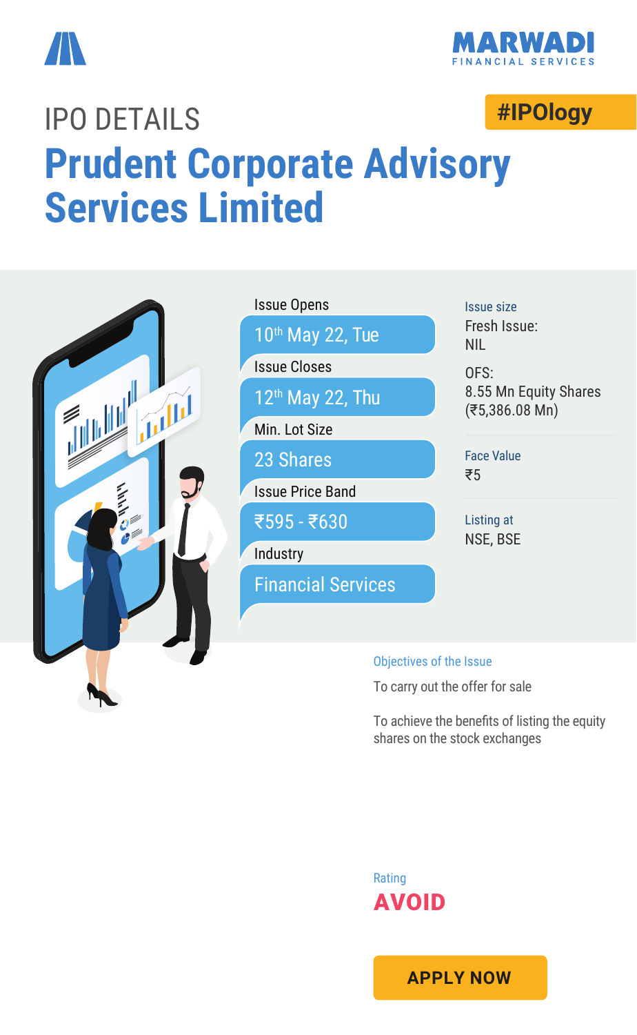MARWADI FINANCIAL SERVICES

#IPOlogy

IPO DETAILS

# Prudent Corporate Advisory Services Limited

**Issue Opens**
10th May 22, Tue

**Issue Closes**
12th May 22, Thu

**Min. Lot Size**
23 Shares

**Issue Price Band**
₹595 - ₹630

**Industry**
Financial Services

**Issue size**
Fresh Issue:
NIL

OFS:
8.55 Mn Equity Shares
(₹5,386.08 Mn)

**Face Value**
₹5

**Listing at**
NSE, BSE

**Objectives of the Issue**

To carry out the offer for sale

To achieve the benefits of listing the equity shares on the stock exchanges

**Rating**

**AVOID**

APPLY NOW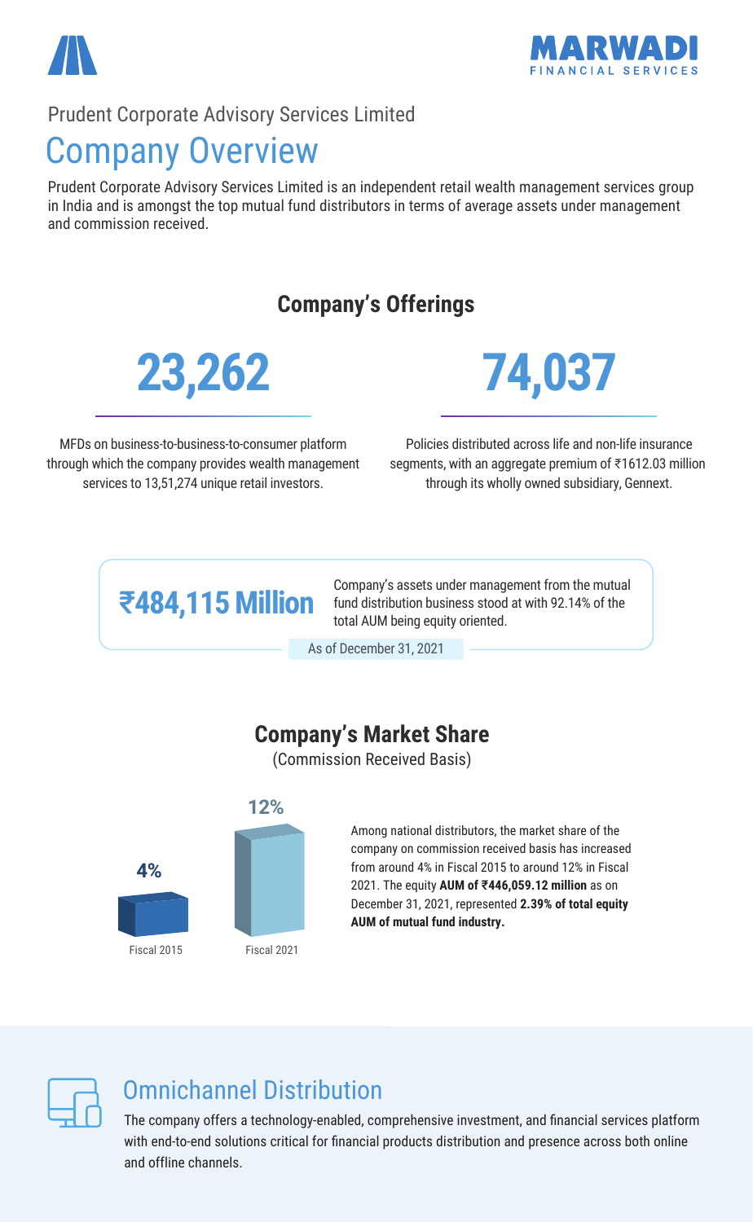Prudent Corporate Advisory Services Limited

# Company Overview

Prudent Corporate Advisory Services Limited is an independent retail wealth management services group in India and is amongst the top mutual fund distributors in terms of average assets under management and commission received.

## Company's Offerings

**23,262**

MFDs on business-to-business-to-consumer platform through which the company provides wealth management services to 13,51,274 unique retail investors.

**74,037**

Policies distributed across life and non-life insurance segments, with an aggregate premium of ₹1612.03 million through its wholly owned subsidiary, Gennext.

**₹484,115 Million**

Company's assets under management from the mutual fund distribution business stood at with 92.14% of the total AUM being equity oriented.

As of December 31, 2021

## Company's Market Share

(Commission Received Basis)

| Fiscal 2015 | Fiscal 2021 |
| --- | --- |
| 4% | 12% |

Among national distributors, the market share of the company on commission received basis has increased from around 4% in Fiscal 2015 to around 12% in Fiscal 2021. The equity **AUM of ₹446,059.12 million** as on December 31, 2021, represented **2.39% of total equity AUM of mutual fund industry.**

## Omnichannel Distribution

The company offers a technology-enabled, comprehensive investment, and financial services platform with end-to-end solutions critical for financial products distribution and presence across both online and offline channels.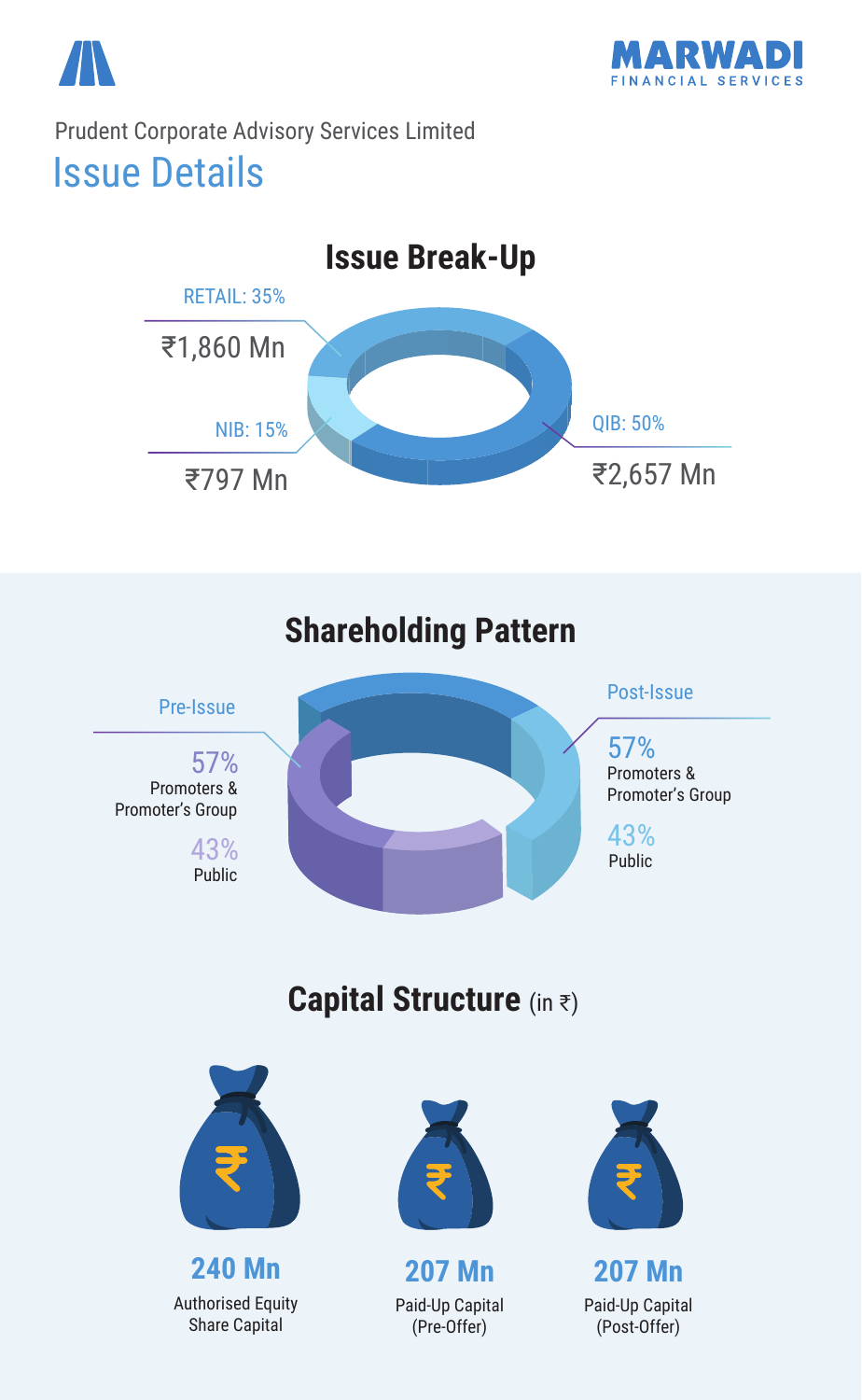Prudent Corporate Advisory Services Limited

# Issue Details

## Issue Break-Up

RETAIL: 35%
₹1,860 Mn

NIB: 15%
₹797 Mn

QIB: 50%
₹2,657 Mn

## Shareholding Pattern

Pre-Issue

57%
Promoters & Promoter's Group

43%
Public

Post-Issue

57%
Promoters & Promoter's Group

43%
Public

## Capital Structure (in ₹)

**240 Mn**
Authorised Equity Share Capital

**207 Mn**
Paid-Up Capital (Pre-Offer)

**207 Mn**
Paid-Up Capital (Post-Offer)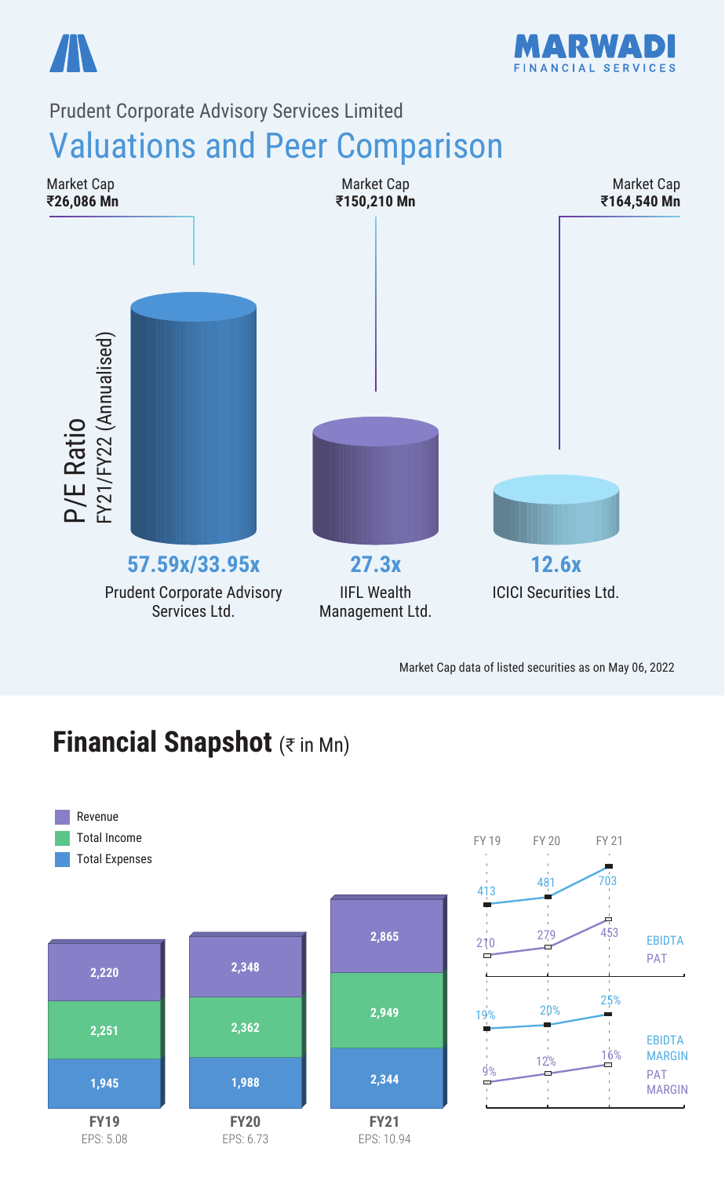MARWADI FINANCIAL SERVICES

Prudent Corporate Advisory Services Limited

# Valuations and Peer Comparison

P/E Ratio FY21/FY22 (Annualised)

| Company | Market Cap | P/E Ratio |
|---|---|---|
| Prudent Corporate Advisory Services Ltd. | ₹26,086 Mn | 57.59x/33.95x |
| IIFL Wealth Management Ltd. | ₹150,210 Mn | 27.3x |
| ICICI Securities Ltd. | ₹164,540 Mn | 12.6x |

Market Cap data of listed securities as on May 06, 2022

## Financial Snapshot (₹ in Mn)

| | FY19 | FY20 | FY21 |
|---|---|---|---|
| Revenue | 2,220 | 2,348 | 2,865 |
| Total Income | 2,251 | 2,362 | 2,949 |
| Total Expenses | 1,945 | 1,988 | 2,344 |
| EPS | 5.08 | 6.73 | 10.94 |

| | FY 19 | FY 20 | FY 21 |
|---|---|---|---|
| EBIDTA | 413 | 481 | 703 |
| PAT | 210 | 279 | 453 |
| EBIDTA MARGIN | 19% | 20% | 25% |
| PAT MARGIN | 9% | 12% | 16% |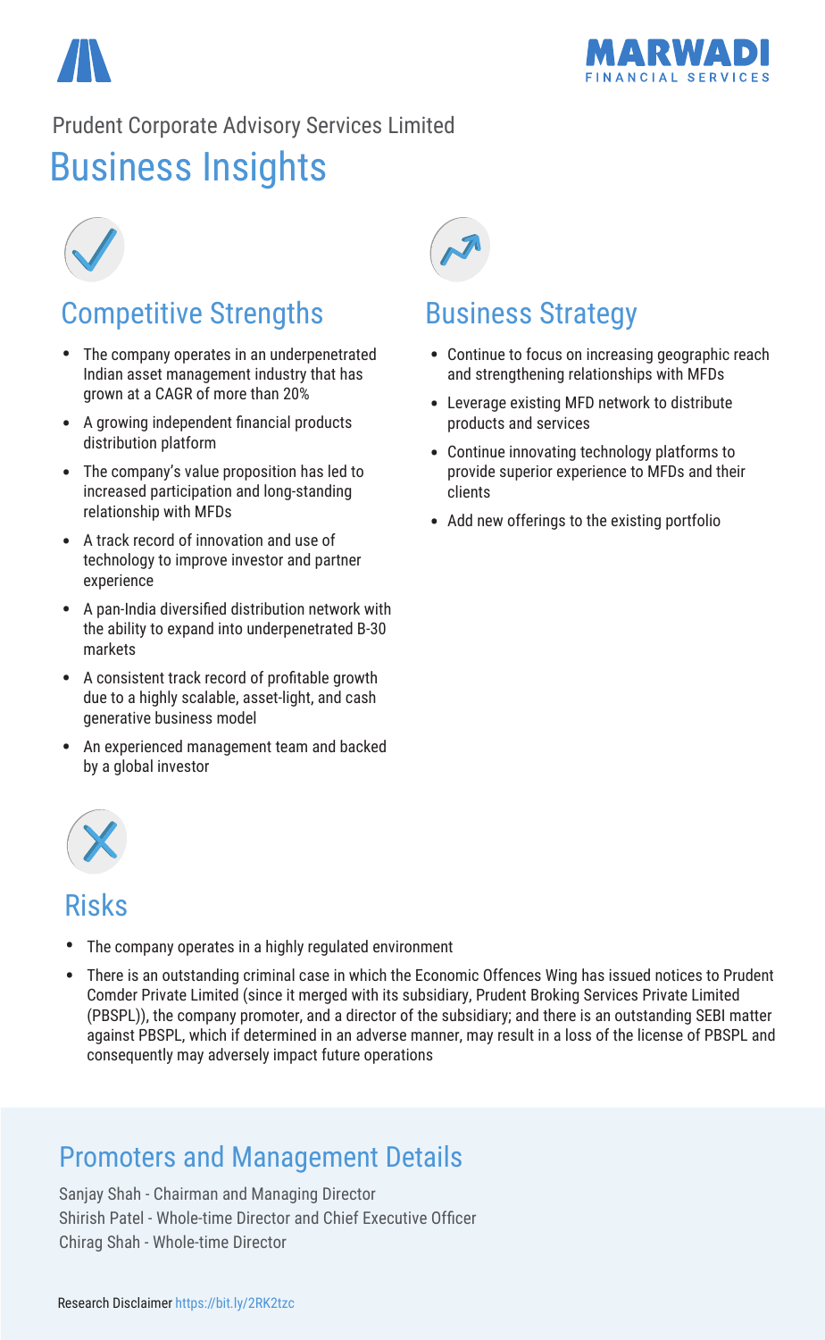Prudent Corporate Advisory Services Limited

# Business Insights

## Competitive Strengths

- The company operates in an underpenetrated Indian asset management industry that has grown at a CAGR of more than 20%
- A growing independent financial products distribution platform
- The company's value proposition has led to increased participation and long-standing relationship with MFDs
- A track record of innovation and use of technology to improve investor and partner experience
- A pan-India diversified distribution network with the ability to expand into underpenetrated B-30 markets
- A consistent track record of profitable growth due to a highly scalable, asset-light, and cash generative business model
- An experienced management team and backed by a global investor

## Business Strategy

- Continue to focus on increasing geographic reach and strengthening relationships with MFDs
- Leverage existing MFD network to distribute products and services
- Continue innovating technology platforms to provide superior experience to MFDs and their clients
- Add new offerings to the existing portfolio

## Risks

- The company operates in a highly regulated environment
- There is an outstanding criminal case in which the Economic Offences Wing has issued notices to Prudent Comder Private Limited (since it merged with its subsidiary, Prudent Broking Services Private Limited (PBSPL)), the company promoter, and a director of the subsidiary; and there is an outstanding SEBI matter against PBSPL, which if determined in an adverse manner, may result in a loss of the license of PBSPL and consequently may adversely impact future operations

## Promoters and Management Details

Sanjay Shah - Chairman and Managing Director
Shirish Patel - Whole-time Director and Chief Executive Officer
Chirag Shah - Whole-time Director

Research Disclaimer https://bit.ly/2RK2tzc